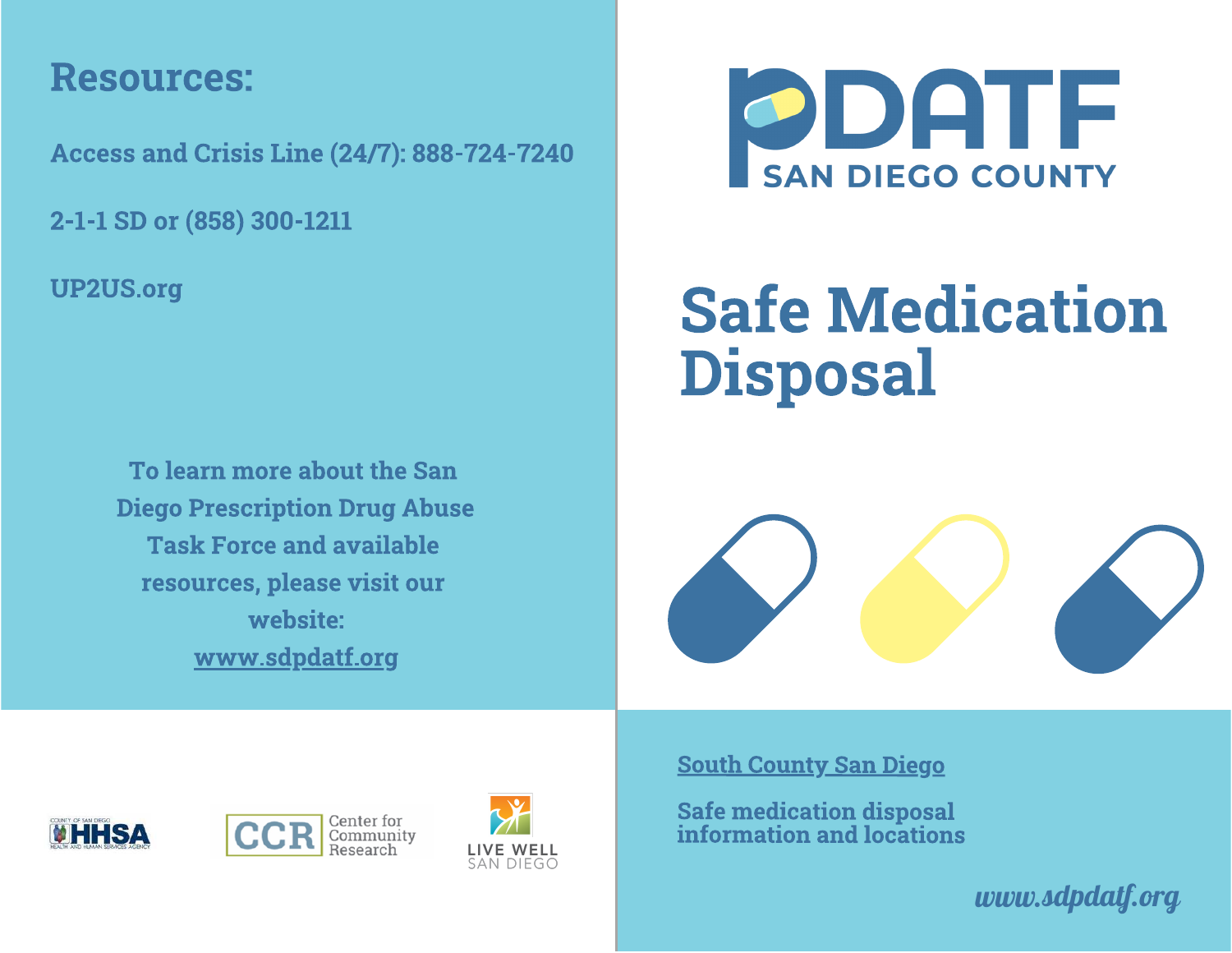## Resources:

**Access and Crisis Line (24/7): 888-724-7240**

**2-1-1 SD or (858) 300-1211**

**UP2US.org**

**To learn more about the San Diego Prescription Drug Abuse Task Force and available resources, please visit our website: www.sdpdatf.org**

COUNTY OF SAN DIEGO HHSA HEALTH AND HUMAN SERVICES AGENCY

CCR Center for Community Research

LIVE WELL SAN DIEGO

PDATF SAN DIEGO COUNTY

# Safe Medication Disposal

**South County San Diego**

**Safe medication disposal information and locations**

*www.sdpdatf.org*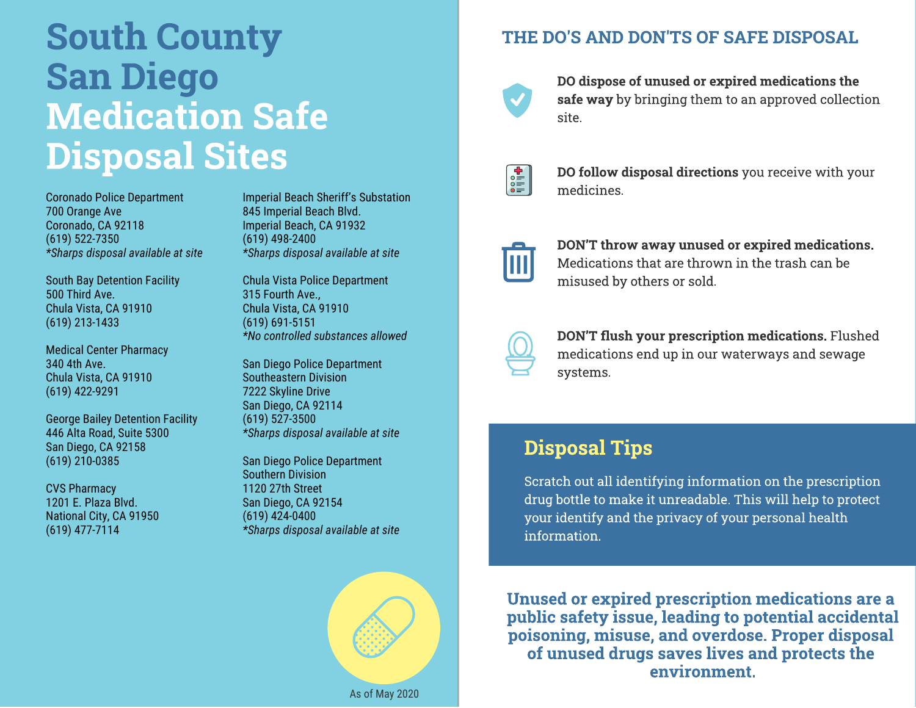# South County San Diego Medication Safe Disposal Sites

Coronado Police Department
700 Orange Ave
Coronado, CA 92118
(619) 522-7350
*Sharps disposal available at site*

South Bay Detention Facility
500 Third Ave.
Chula Vista, CA 91910
(619) 213-1433

Medical Center Pharmacy
340 4th Ave.
Chula Vista, CA 91910
(619) 422-9291

George Bailey Detention Facility
446 Alta Road, Suite 5300
San Diego, CA 92158
(619) 210-0385

CVS Pharmacy
1201 E. Plaza Blvd.
National City, CA 91950
(619) 477-7114

Imperial Beach Sheriff's Substation
845 Imperial Beach Blvd.
Imperial Beach, CA 91932
(619) 498-2400
*Sharps disposal available at site*

Chula Vista Police Department
315 Fourth Ave.,
Chula Vista, CA 91910
(619) 691-5151
*No controlled substances allowed*

San Diego Police Department
Southeastern Division
7222 Skyline Drive
San Diego, CA 92114
(619) 527-3500
*Sharps disposal available at site*

San Diego Police Department
Southern Division
1120 27th Street
San Diego, CA 92154
(619) 424-0400
*Sharps disposal available at site*

As of May 2020

## THE DO'S AND DON'TS OF SAFE DISPOSAL

**DO dispose of unused or expired medications the safe way** by bringing them to an approved collection site.

**DO follow disposal directions** you receive with your medicines.

**DON'T throw away unused or expired medications.** Medications that are thrown in the trash can be misused by others or sold.

**DON'T flush your prescription medications.** Flushed medications end up in our waterways and sewage systems.

## Disposal Tips

Scratch out all identifying information on the prescription drug bottle to make it unreadable. This will help to protect your identify and the privacy of your personal health information.

**Unused or expired prescription medications are a public safety issue, leading to potential accidental poisoning, misuse, and overdose. Proper disposal of unused drugs saves lives and protects the environment.**